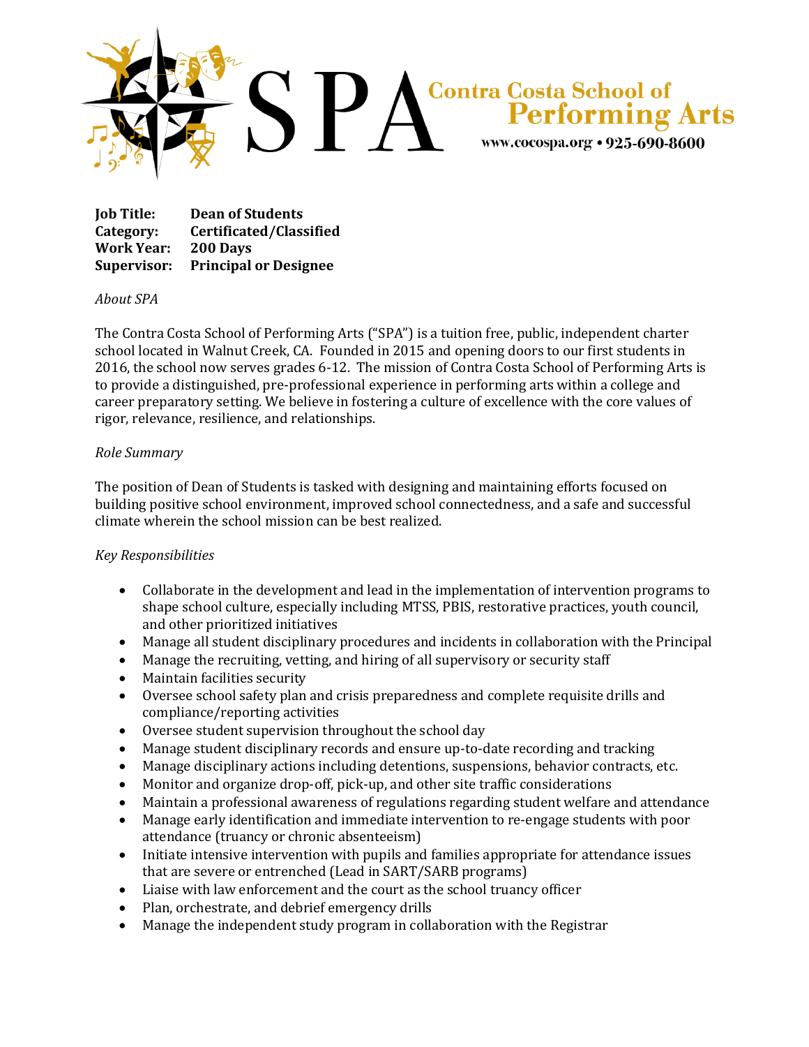SPA Contra Costa School of Performing Arts
www.cocospa.org • 925-690-8600

**Job Title:** **Dean of Students**
**Category:** **Certificated/Classified**
**Work Year:** **200 Days**
**Supervisor:** **Principal or Designee**

*About SPA*

The Contra Costa School of Performing Arts ("SPA") is a tuition free, public, independent charter school located in Walnut Creek, CA. Founded in 2015 and opening doors to our first students in 2016, the school now serves grades 6-12. The mission of Contra Costa School of Performing Arts is to provide a distinguished, pre-professional experience in performing arts within a college and career preparatory setting. We believe in fostering a culture of excellence with the core values of rigor, relevance, resilience, and relationships.

*Role Summary*

The position of Dean of Students is tasked with designing and maintaining efforts focused on building positive school environment, improved school connectedness, and a safe and successful climate wherein the school mission can be best realized.

*Key Responsibilities*

- Collaborate in the development and lead in the implementation of intervention programs to shape school culture, especially including MTSS, PBIS, restorative practices, youth council, and other prioritized initiatives
- Manage all student disciplinary procedures and incidents in collaboration with the Principal
- Manage the recruiting, vetting, and hiring of all supervisory or security staff
- Maintain facilities security
- Oversee school safety plan and crisis preparedness and complete requisite drills and compliance/reporting activities
- Oversee student supervision throughout the school day
- Manage student disciplinary records and ensure up-to-date recording and tracking
- Manage disciplinary actions including detentions, suspensions, behavior contracts, etc.
- Monitor and organize drop-off, pick-up, and other site traffic considerations
- Maintain a professional awareness of regulations regarding student welfare and attendance
- Manage early identification and immediate intervention to re-engage students with poor attendance (truancy or chronic absenteeism)
- Initiate intensive intervention with pupils and families appropriate for attendance issues that are severe or entrenched (Lead in SART/SARB programs)
- Liaise with law enforcement and the court as the school truancy officer
- Plan, orchestrate, and debrief emergency drills
- Manage the independent study program in collaboration with the Registrar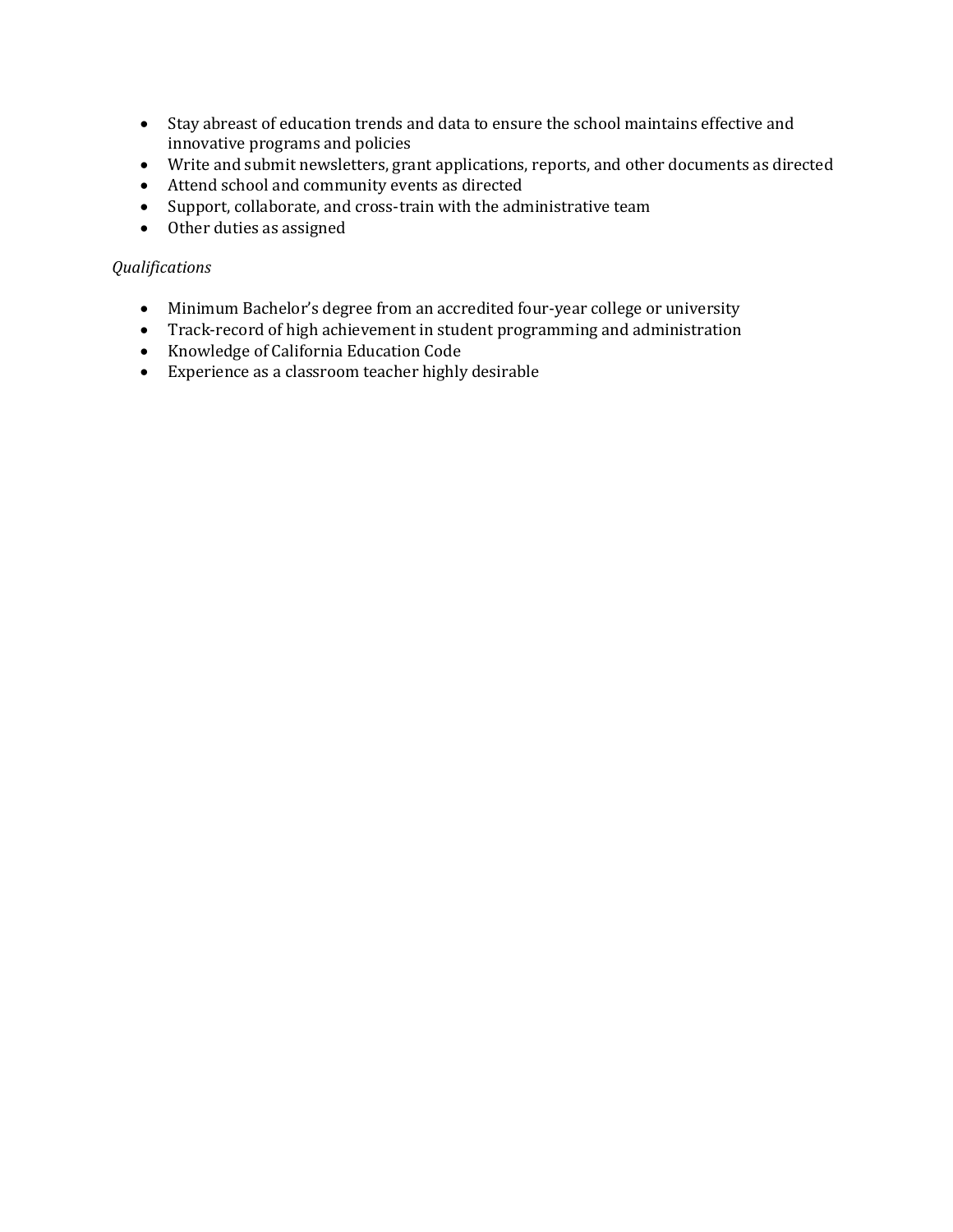- Stay abreast of education trends and data to ensure the school maintains effective and innovative programs and policies
- Write and submit newsletters, grant applications, reports, and other documents as directed
- Attend school and community events as directed
- Support, collaborate, and cross-train with the administrative team
- Other duties as assigned

*Qualifications*

- Minimum Bachelor's degree from an accredited four-year college or university
- Track-record of high achievement in student programming and administration
- Knowledge of California Education Code
- Experience as a classroom teacher highly desirable